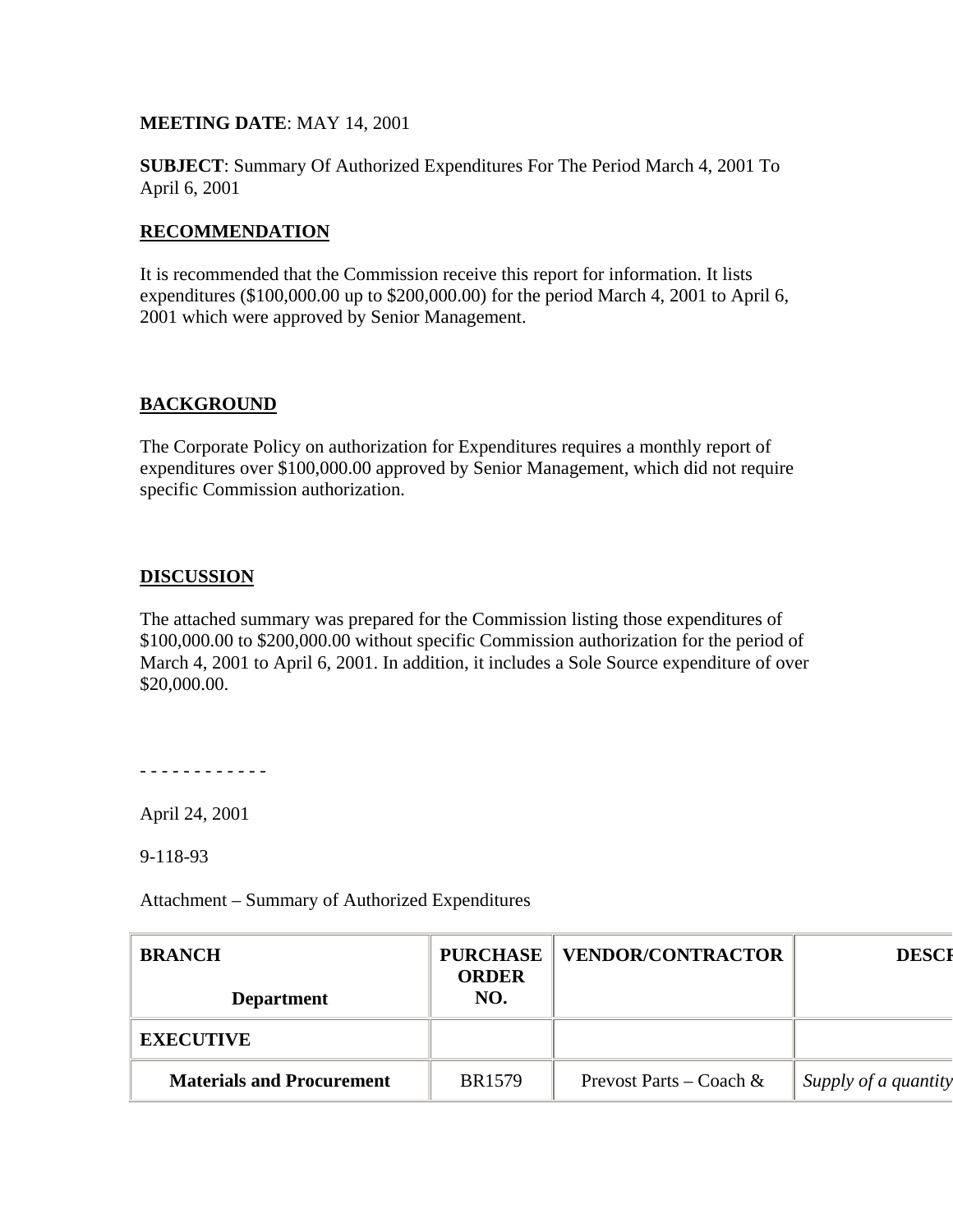**MEETING DATE**: MAY 14, 2001

**SUBJECT**: Summary Of Authorized Expenditures For The Period March 4, 2001 To April 6, 2001

**RECOMMENDATION**

It is recommended that the Commission receive this report for information. It lists expenditures ($100,000.00 up to $200,000.00) for the period March 4, 2001 to April 6, 2001 which were approved by Senior Management.

**BACKGROUND**

The Corporate Policy on authorization for Expenditures requires a monthly report of expenditures over $100,000.00 approved by Senior Management, which did not require specific Commission authorization.

**DISCUSSION**

The attached summary was prepared for the Commission listing those expenditures of $100,000.00 to $200,000.00 without specific Commission authorization for the period of March 4, 2001 to April 6, 2001. In addition, it includes a Sole Source expenditure of over $20,000.00.

- - - - - - - - - - - -

April 24, 2001

9-118-93

Attachment – Summary of Authorized Expenditures

| BRANCH<br>Department | PURCHASE ORDER NO. | VENDOR/CONTRACTOR | DESC |
|---|---|---|---|
| **EXECUTIVE** | | | |
| **Materials and Procurement** | BR1579 | Prevost Parts – Coach & | *Supply of a quantity* |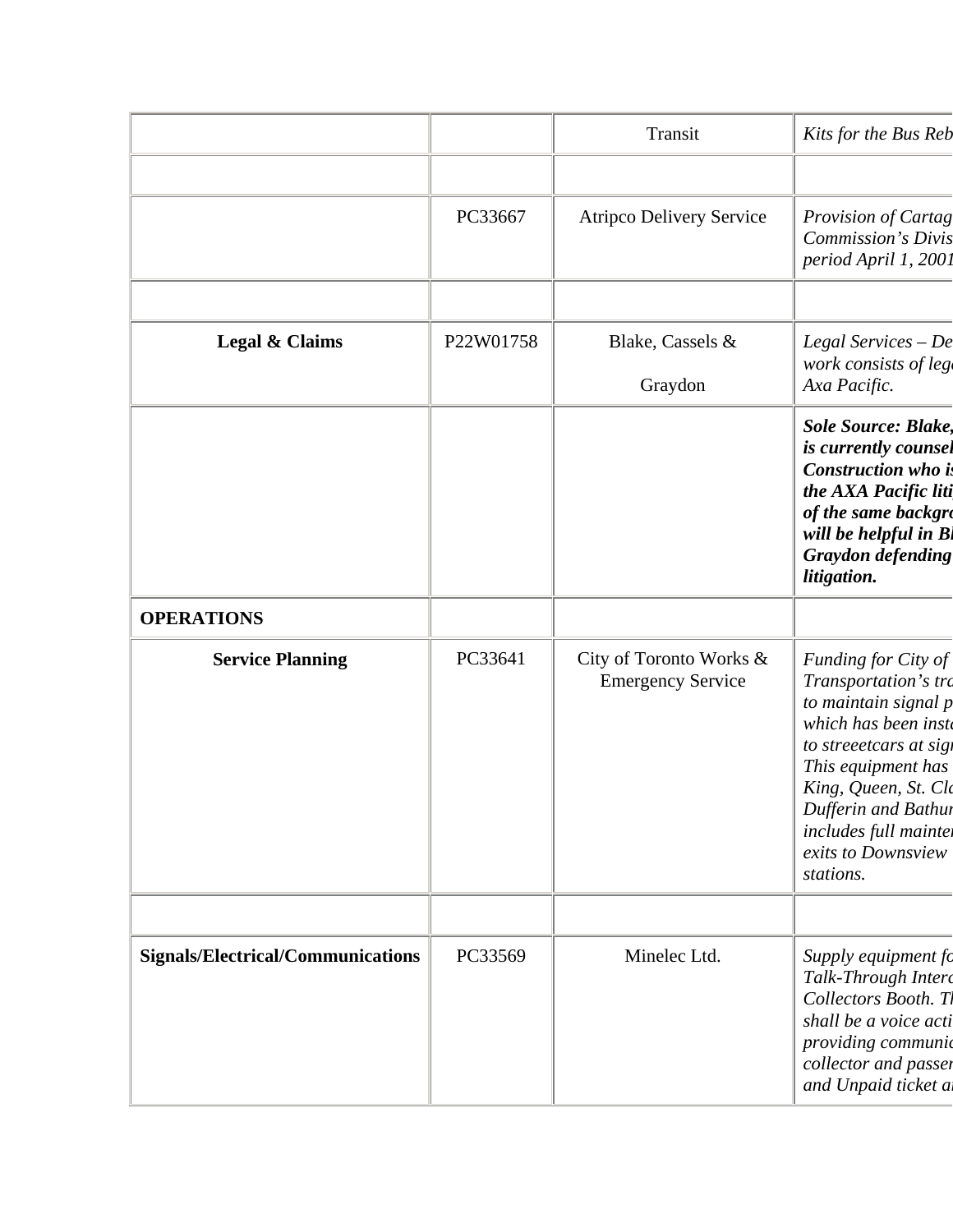| | | | |
|---|---|---|---|
| | | Transit | *Kits for the Bus Reb* |
| | | | |
| | PC33667 | Atripco Delivery Service | *Provision of Cartag Commission's Divis period April 1, 2001* |
| | | | |
| **Legal & Claims** | P22W01758 | Blake, Cassels & Graydon | *Legal Services – De work consists of lega Axa Pacific.* |
| | | | ***Sole Source: Blake, is currently counsel Construction who is the AXA Pacific liti of the same backgro will be helpful in Bl Graydon defending litigation.*** |
| **OPERATIONS** | | | |
| **Service Planning** | PC33641 | City of Toronto Works & Emergency Service | *Funding for City of Transportation's tra to maintain signal p which has been insta to streeetcars at sign This equipment has King, Queen, St. Cla Dufferin and Bathur includes full mainten exits to Downsview stations.* |
| | | | |
| **Signals/Electrical/Communications** | PC33569 | Minelec Ltd. | *Supply equipment fo Talk-Through Interc Collectors Booth. Th shall be a voice acti providing communic collector and passen and Unpaid ticket ar* |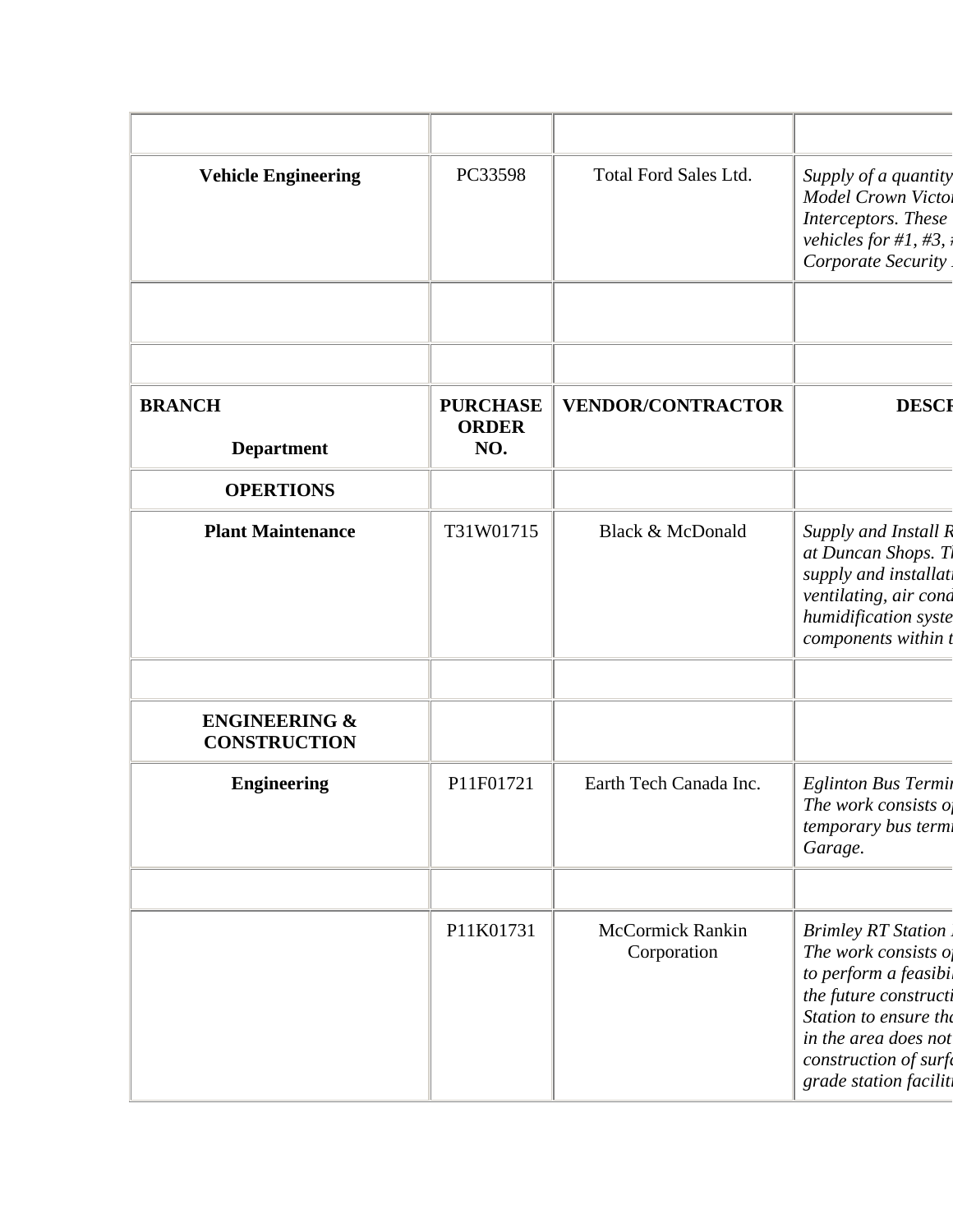| | | | |
|---|---|---|---|
| **Vehicle Engineering** | PC33598 | Total Ford Sales Ltd. | *Supply of a quantity Model Crown Victor Interceptors. These vehicles for #1, #3, # Corporate Security* |
| | | | |
| | | | |
| **BRANCH** **Department** | **PURCHASE ORDER NO.** | **VENDOR/CONTRACTOR** | **DESCR** |
| **OPERTIONS** | | | |
| **Plant Maintenance** | T31W01715 | Black & McDonald | *Supply and Install R at Duncan Shops. Th supply and installati ventilating, air cond humidification syste components within t* |
| | | | |
| **ENGINEERING & CONSTRUCTION** | | | |
| **Engineering** | P11F01721 | Earth Tech Canada Inc. | *Eglinton Bus Termin The work consists of temporary bus termi Garage.* |
| | | | |
| | P11K01731 | McCormick Rankin Corporation | *Brimley RT Station The work consists of to perform a feasibi the future constructi Station to ensure tha in the area does not construction of surfa grade station faciliti* |